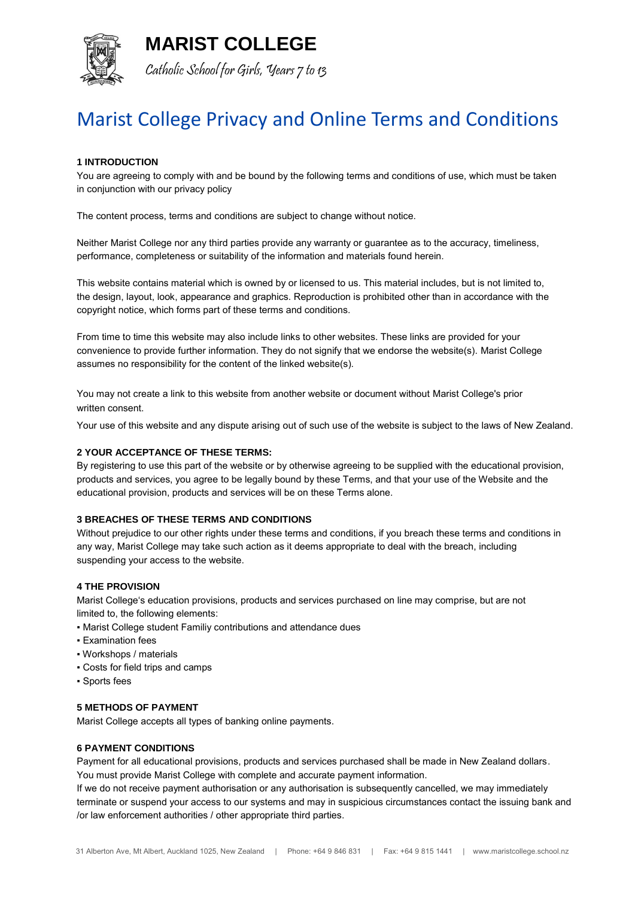# MARIST COLLEGE

*Catholic School for Girls, Years 7 to 13*

## Marist College Privacy and Online Terms and Conditions

**1 INTRODUCTION**

You are agreeing to comply with and be bound by the following terms and conditions of use, which must be taken in conjunction with our privacy policy

The content process, terms and conditions are subject to change without notice.

Neither Marist College nor any third parties provide any warranty or guarantee as to the accuracy, timeliness, performance, completeness or suitability of the information and materials found herein.

This website contains material which is owned by or licensed to us. This material includes, but is not limited to, the design, layout, look, appearance and graphics. Reproduction is prohibited other than in accordance with the copyright notice, which forms part of these terms and conditions.

From time to time this website may also include links to other websites. These links are provided for your convenience to provide further information. They do not signify that we endorse the website(s). Marist College assumes no responsibility for the content of the linked website(s).

You may not create a link to this website from another website or document without Marist College's prior written consent.

Your use of this website and any dispute arising out of such use of the website is subject to the laws of New Zealand.

**2 YOUR ACCEPTANCE OF THESE TERMS:**

By registering to use this part of the website or by otherwise agreeing to be supplied with the educational provision, products and services, you agree to be legally bound by these Terms, and that your use of the Website and the educational provision, products and services will be on these Terms alone.

**3 BREACHES OF THESE TERMS AND CONDITIONS**

Without prejudice to our other rights under these terms and conditions, if you breach these terms and conditions in any way, Marist College may take such action as it deems appropriate to deal with the breach, including suspending your access to the website.

**4 THE PROVISION**

Marist College's education provisions, products and services purchased on line may comprise, but are not limited to, the following elements:

- Marist College student Familiy contributions and attendance dues
- Examination fees
- Workshops / materials
- Costs for field trips and camps
- Sports fees

**5 METHODS OF PAYMENT**

Marist College accepts all types of banking online payments.

**6 PAYMENT CONDITIONS**

Payment for all educational provisions, products and services purchased shall be made in New Zealand dollars.
You must provide Marist College with complete and accurate payment information.
If we do not receive payment authorisation or any authorisation is subsequently cancelled, we may immediately terminate or suspend your access to our systems and may in suspicious circumstances contact the issuing bank and /or law enforcement authorities / other appropriate third parties.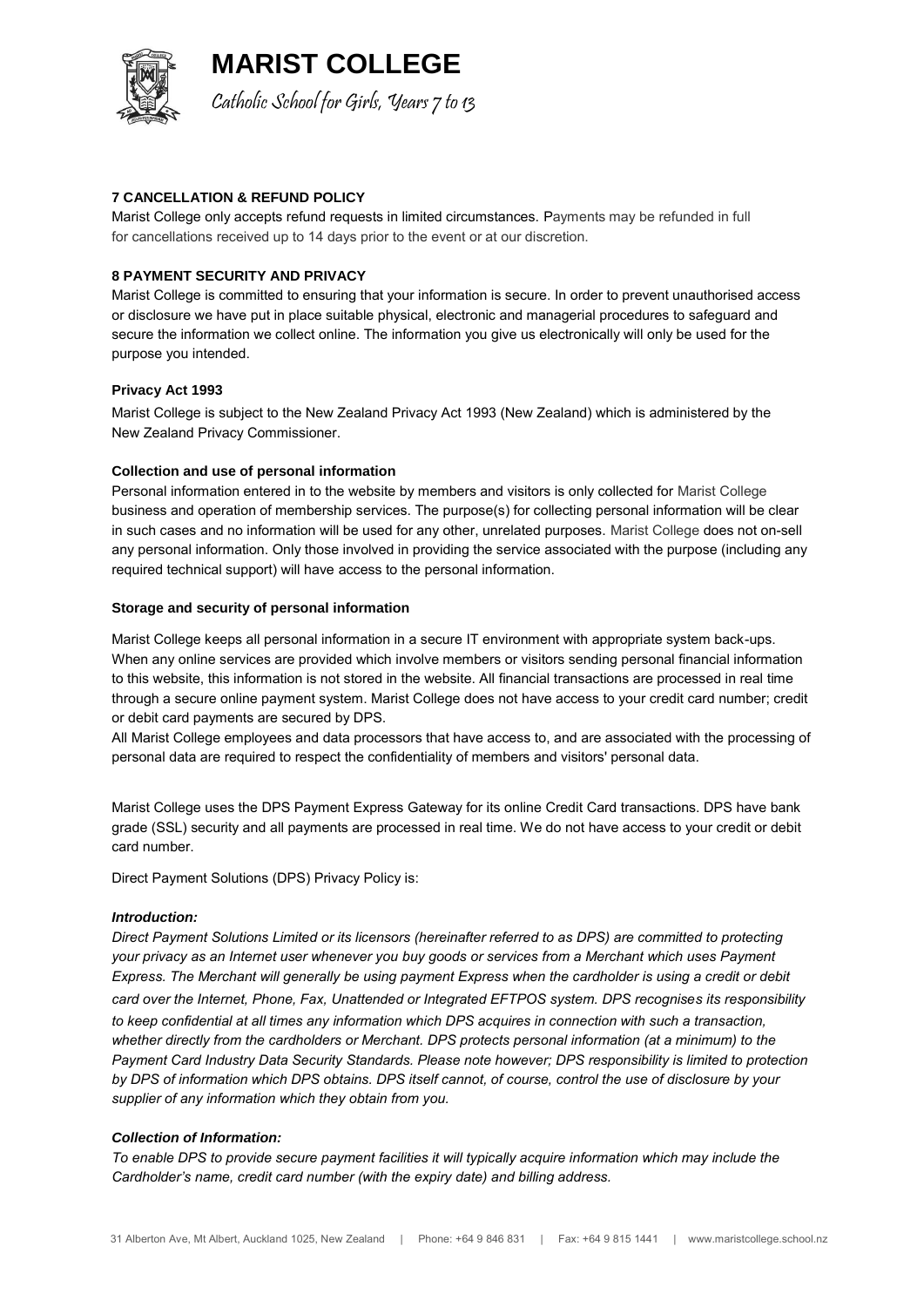**7 CANCELLATION & REFUND POLICY**

Marist College only accepts refund requests in limited circumstances. Payments may be refunded in full for cancellations received up to 14 days prior to the event or at our discretion.

**8 PAYMENT SECURITY AND PRIVACY**

Marist College is committed to ensuring that your information is secure. In order to prevent unauthorised access or disclosure we have put in place suitable physical, electronic and managerial procedures to safeguard and secure the information we collect online. The information you give us electronically will only be used for the purpose you intended.

**Privacy Act 1993**

Marist College is subject to the New Zealand Privacy Act 1993 (New Zealand) which is administered by the New Zealand Privacy Commissioner.

**Collection and use of personal information**

Personal information entered in to the website by members and visitors is only collected for Marist College business and operation of membership services. The purpose(s) for collecting personal information will be clear in such cases and no information will be used for any other, unrelated purposes. Marist College does not on-sell any personal information. Only those involved in providing the service associated with the purpose (including any required technical support) will have access to the personal information.

**Storage and security of personal information**

Marist College keeps all personal information in a secure IT environment with appropriate system back-ups. When any online services are provided which involve members or visitors sending personal financial information to this website, this information is not stored in the website. All financial transactions are processed in real time through a secure online payment system. Marist College does not have access to your credit card number; credit or debit card payments are secured by DPS.

All Marist College employees and data processors that have access to, and are associated with the processing of personal data are required to respect the confidentiality of members and visitors' personal data.

Marist College uses the DPS Payment Express Gateway for its online Credit Card transactions. DPS have bank grade (SSL) security and all payments are processed in real time. We do not have access to your credit or debit card number.

Direct Payment Solutions (DPS) Privacy Policy is:

***Introduction:***

*Direct Payment Solutions Limited or its licensors (hereinafter referred to as DPS) are committed to protecting your privacy as an Internet user whenever you buy goods or services from a Merchant which uses Payment Express. The Merchant will generally be using payment Express when the cardholder is using a credit or debit card over the Internet, Phone, Fax, Unattended or Integrated EFTPOS system. DPS recognises its responsibility to keep confidential at all times any information which DPS acquires in connection with such a transaction, whether directly from the cardholders or Merchant. DPS protects personal information (at a minimum) to the Payment Card Industry Data Security Standards. Please note however; DPS responsibility is limited to protection by DPS of information which DPS obtains. DPS itself cannot, of course, control the use of disclosure by your supplier of any information which they obtain from you.*

***Collection of Information:***

*To enable DPS to provide secure payment facilities it will typically acquire information which may include the Cardholder's name, credit card number (with the expiry date) and billing address.*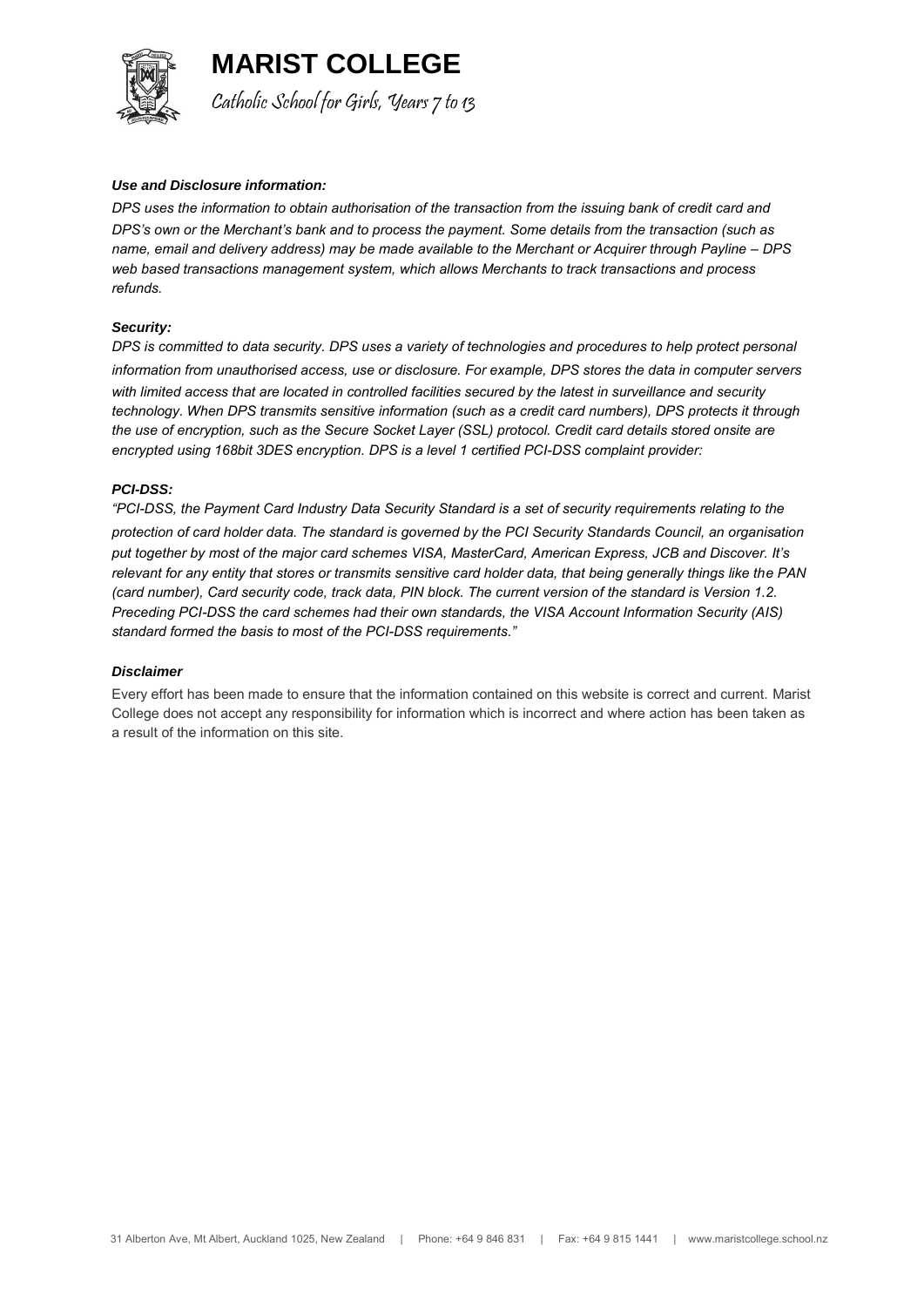***Use and Disclosure information:***

*DPS uses the information to obtain authorisation of the transaction from the issuing bank of credit card and DPS's own or the Merchant's bank and to process the payment. Some details from the transaction (such as name, email and delivery address) may be made available to the Merchant or Acquirer through Payline – DPS web based transactions management system, which allows Merchants to track transactions and process refunds.*

***Security:***

*DPS is committed to data security. DPS uses a variety of technologies and procedures to help protect personal information from unauthorised access, use or disclosure. For example, DPS stores the data in computer servers with limited access that are located in controlled facilities secured by the latest in surveillance and security technology. When DPS transmits sensitive information (such as a credit card numbers), DPS protects it through the use of encryption, such as the Secure Socket Layer (SSL) protocol. Credit card details stored onsite are encrypted using 168bit 3DES encryption. DPS is a level 1 certified PCI-DSS complaint provider:*

***PCI-DSS:***

*"PCI-DSS, the Payment Card Industry Data Security Standard is a set of security requirements relating to the protection of card holder data. The standard is governed by the PCI Security Standards Council, an organisation put together by most of the major card schemes VISA, MasterCard, American Express, JCB and Discover. It's relevant for any entity that stores or transmits sensitive card holder data, that being generally things like the PAN (card number), Card security code, track data, PIN block. The current version of the standard is Version 1.2. Preceding PCI-DSS the card schemes had their own standards, the VISA Account Information Security (AIS) standard formed the basis to most of the PCI-DSS requirements."*

***Disclaimer***

Every effort has been made to ensure that the information contained on this website is correct and current. Marist College does not accept any responsibility for information which is incorrect and where action has been taken as a result of the information on this site.